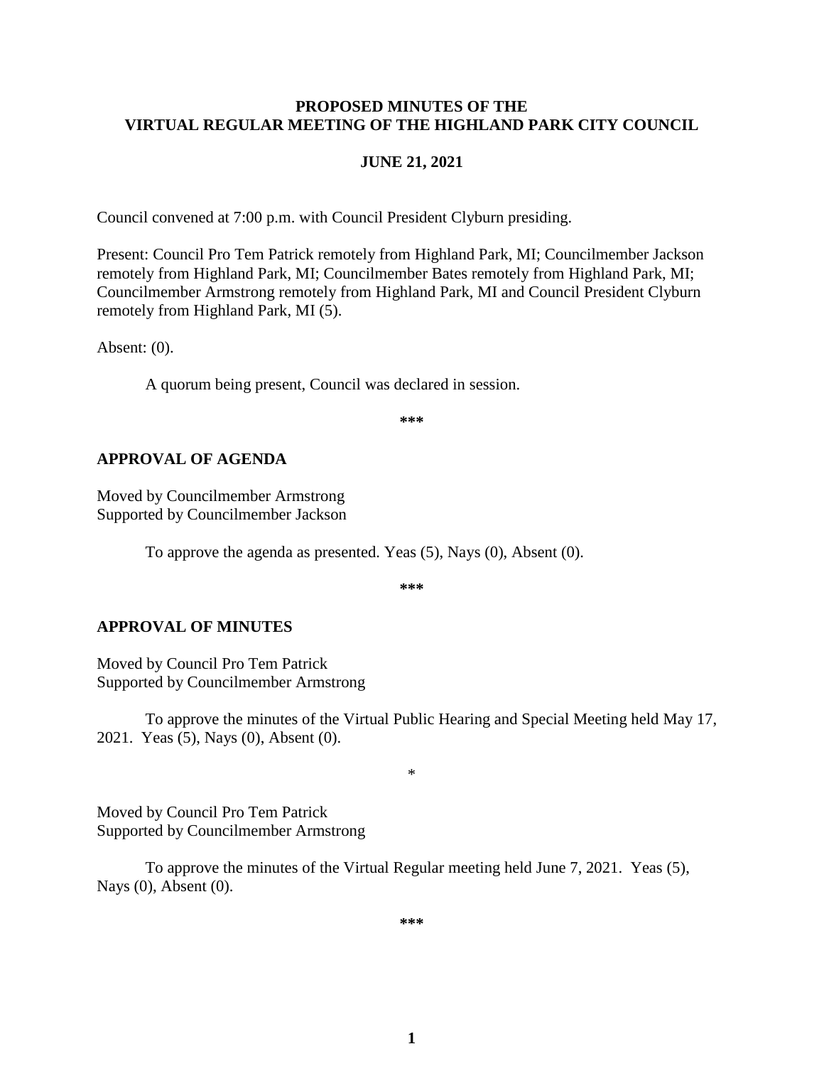# PROPOSED MINUTES OF THE VIRTUAL REGULAR MEETING OF THE HIGHLAND PARK CITY COUNCIL

## JUNE 21, 2021

Council convened at 7:00 p.m. with Council President Clyburn presiding.

Present: Council Pro Tem Patrick remotely from Highland Park, MI; Councilmember Jackson remotely from Highland Park, MI; Councilmember Bates remotely from Highland Park, MI; Councilmember Armstrong remotely from Highland Park, MI and Council President Clyburn remotely from Highland Park, MI (5).

Absent: (0).

A quorum being present, Council was declared in session.

**\*\*\***

## APPROVAL OF AGENDA

Moved by Councilmember Armstrong
Supported by Councilmember Jackson

To approve the agenda as presented. Yeas (5), Nays (0), Absent (0).

**\*\*\***

## APPROVAL OF MINUTES

Moved by Council Pro Tem Patrick
Supported by Councilmember Armstrong

To approve the minutes of the Virtual Public Hearing and Special Meeting held May 17, 2021. Yeas (5), Nays (0), Absent (0).

\*

Moved by Council Pro Tem Patrick
Supported by Councilmember Armstrong

To approve the minutes of the Virtual Regular meeting held June 7, 2021. Yeas (5), Nays (0), Absent (0).

**\*\*\***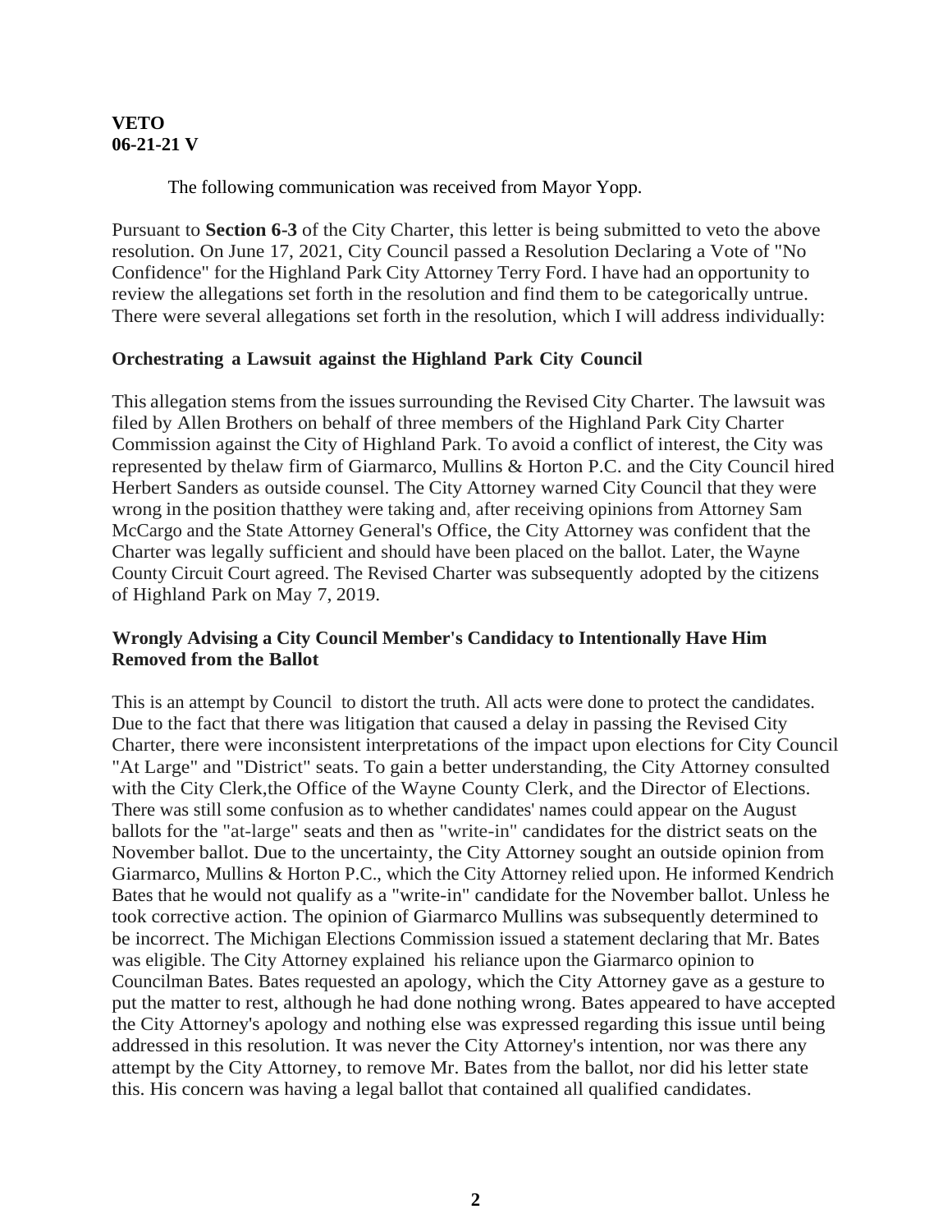**VETO**
**06-21-21 V**

The following communication was received from Mayor Yopp.

Pursuant to **Section 6-3** of the City Charter, this letter is being submitted to veto the above resolution. On June 17, 2021, City Council passed a Resolution Declaring a Vote of "No Confidence" for the Highland Park City Attorney Terry Ford. I have had an opportunity to review the allegations set forth in the resolution and find them to be categorically untrue. There were several allegations set forth in the resolution, which I will address individually:

**Orchestrating a Lawsuit against the Highland Park City Council**

This allegation stems from the issues surrounding the Revised City Charter. The lawsuit was filed by Allen Brothers on behalf of three members of the Highland Park City Charter Commission against the City of Highland Park. To avoid a conflict of interest, the City was represented by thelaw firm of Giarmarco, Mullins & Horton P.C. and the City Council hired Herbert Sanders as outside counsel. The City Attorney warned City Council that they were wrong in the position thatthey were taking and, after receiving opinions from Attorney Sam McCargo and the State Attorney General's Office, the City Attorney was confident that the Charter was legally sufficient and should have been placed on the ballot. Later, the Wayne County Circuit Court agreed. The Revised Charter was subsequently adopted by the citizens of Highland Park on May 7, 2019.

**Wrongly Advising a City Council Member's Candidacy to Intentionally Have Him Removed from the Ballot**

This is an attempt by Council to distort the truth. All acts were done to protect the candidates. Due to the fact that there was litigation that caused a delay in passing the Revised City Charter, there were inconsistent interpretations of the impact upon elections for City Council "At Large" and "District" seats. To gain a better understanding, the City Attorney consulted with the City Clerk,the Office of the Wayne County Clerk, and the Director of Elections. There was still some confusion as to whether candidates' names could appear on the August ballots for the "at-large" seats and then as "write-in" candidates for the district seats on the November ballot. Due to the uncertainty, the City Attorney sought an outside opinion from Giarmarco, Mullins & Horton P.C., which the City Attorney relied upon. He informed Kendrich Bates that he would not qualify as a "write-in" candidate for the November ballot. Unless he took corrective action. The opinion of Giarmarco Mullins was subsequently determined to be incorrect. The Michigan Elections Commission issued a statement declaring that Mr. Bates was eligible. The City Attorney explained his reliance upon the Giarmarco opinion to Councilman Bates. Bates requested an apology, which the City Attorney gave as a gesture to put the matter to rest, although he had done nothing wrong. Bates appeared to have accepted the City Attorney's apology and nothing else was expressed regarding this issue until being addressed in this resolution. It was never the City Attorney's intention, nor was there any attempt by the City Attorney, to remove Mr. Bates from the ballot, nor did his letter state this. His concern was having a legal ballot that contained all qualified candidates.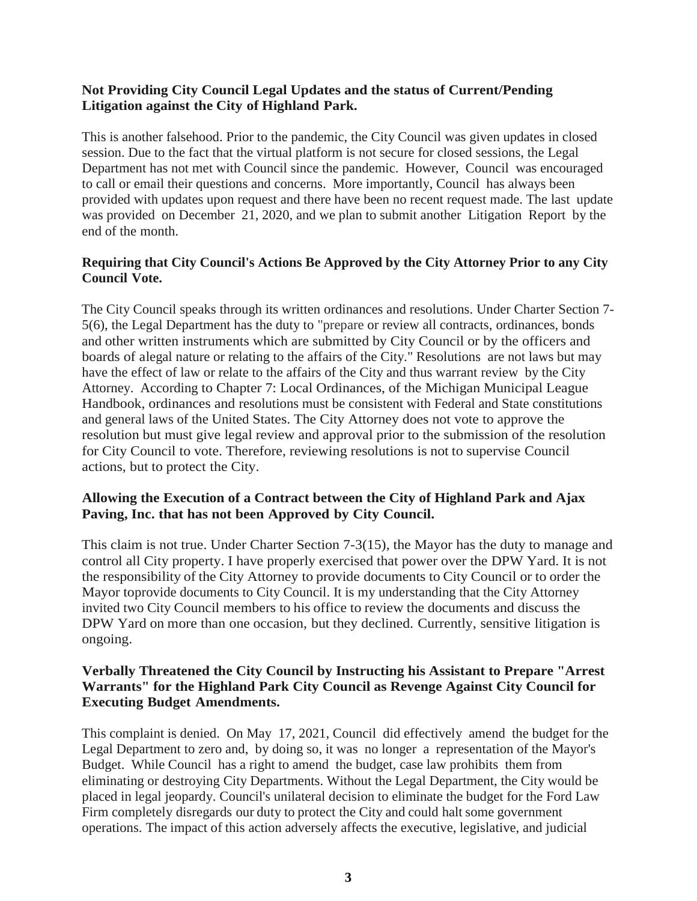**Not Providing City Council Legal Updates and the status of Current/Pending Litigation against the City of Highland Park.**

This is another falsehood. Prior to the pandemic, the City Council was given updates in closed session. Due to the fact that the virtual platform is not secure for closed sessions, the Legal Department has not met with Council since the pandemic. However, Council was encouraged to call or email their questions and concerns. More importantly, Council has always been provided with updates upon request and there have been no recent request made. The last update was provided on December 21, 2020, and we plan to submit another Litigation Report by the end of the month.

**Requiring that City Council's Actions Be Approved by the City Attorney Prior to any City Council Vote.**

The City Council speaks through its written ordinances and resolutions. Under Charter Section 7-5(6), the Legal Department has the duty to "prepare or review all contracts, ordinances, bonds and other written instruments which are submitted by City Council or by the officers and boards of alegal nature or relating to the affairs of the City." Resolutions are not laws but may have the effect of law or relate to the affairs of the City and thus warrant review by the City Attorney. According to Chapter 7: Local Ordinances, of the Michigan Municipal League Handbook, ordinances and resolutions must be consistent with Federal and State constitutions and general laws of the United States. The City Attorney does not vote to approve the resolution but must give legal review and approval prior to the submission of the resolution for City Council to vote. Therefore, reviewing resolutions is not to supervise Council actions, but to protect the City.

**Allowing the Execution of a Contract between the City of Highland Park and Ajax Paving, Inc. that has not been Approved by City Council.**

This claim is not true. Under Charter Section 7-3(15), the Mayor has the duty to manage and control all City property. I have properly exercised that power over the DPW Yard. It is not the responsibility of the City Attorney to provide documents to City Council or to order the Mayor toprovide documents to City Council. It is my understanding that the City Attorney invited two City Council members to his office to review the documents and discuss the DPW Yard on more than one occasion, but they declined. Currently, sensitive litigation is ongoing.

**Verbally Threatened the City Council by Instructing his Assistant to Prepare "Arrest Warrants" for the Highland Park City Council as Revenge Against City Council for Executing Budget Amendments.**

This complaint is denied. On May 17, 2021, Council did effectively amend the budget for the Legal Department to zero and, by doing so, it was no longer a representation of the Mayor's Budget. While Council has a right to amend the budget, case law prohibits them from eliminating or destroying City Departments. Without the Legal Department, the City would be placed in legal jeopardy. Council's unilateral decision to eliminate the budget for the Ford Law Firm completely disregards our duty to protect the City and could halt some government operations. The impact of this action adversely affects the executive, legislative, and judicial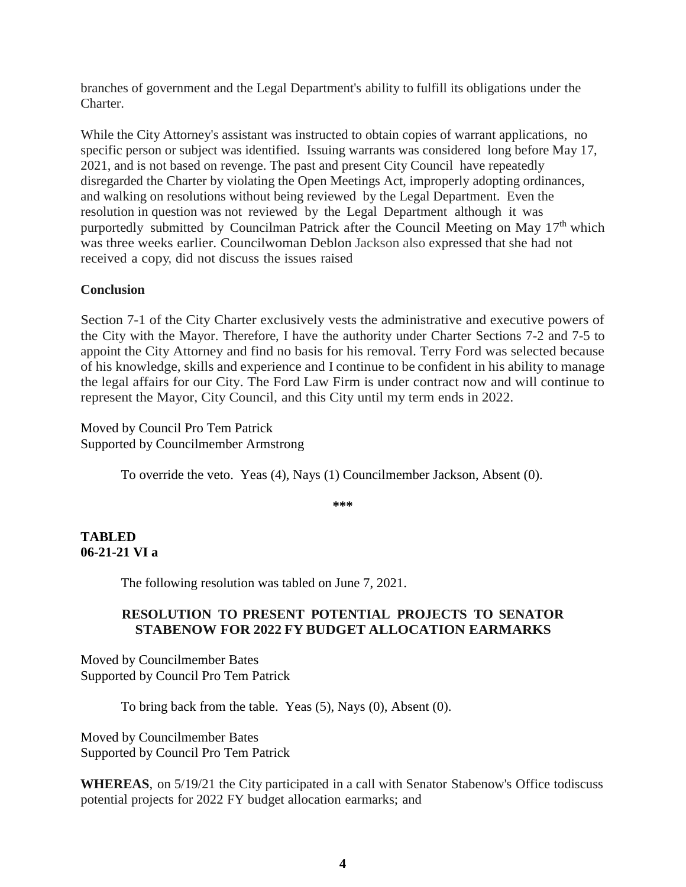branches of government and the Legal Department's ability to fulfill its obligations under the Charter.

While the City Attorney's assistant was instructed to obtain copies of warrant applications, no specific person or subject was identified. Issuing warrants was considered long before May 17, 2021, and is not based on revenge. The past and present City Council have repeatedly disregarded the Charter by violating the Open Meetings Act, improperly adopting ordinances, and walking on resolutions without being reviewed by the Legal Department. Even the resolution in question was not reviewed by the Legal Department although it was purportedly submitted by Councilman Patrick after the Council Meeting on May 17th which was three weeks earlier. Councilwoman Deblon Jackson also expressed that she had not received a copy, did not discuss the issues raised

**Conclusion**

Section 7-1 of the City Charter exclusively vests the administrative and executive powers of the City with the Mayor. Therefore, I have the authority under Charter Sections 7-2 and 7-5 to appoint the City Attorney and find no basis for his removal. Terry Ford was selected because of his knowledge, skills and experience and I continue to be confident in his ability to manage the legal affairs for our City. The Ford Law Firm is under contract now and will continue to represent the Mayor, City Council, and this City until my term ends in 2022.

Moved by Council Pro Tem Patrick
Supported by Councilmember Armstrong

To override the veto. Yeas (4), Nays (1) Councilmember Jackson, Absent (0).

***

**TABLED**
**06-21-21 VI a**

The following resolution was tabled on June 7, 2021.

**RESOLUTION TO PRESENT POTENTIAL PROJECTS TO SENATOR STABENOW FOR 2022 FY BUDGET ALLOCATION EARMARKS**

Moved by Councilmember Bates
Supported by Council Pro Tem Patrick

To bring back from the table. Yeas (5), Nays (0), Absent (0).

Moved by Councilmember Bates
Supported by Council Pro Tem Patrick

**WHEREAS**, on 5/19/21 the City participated in a call with Senator Stabenow's Office todiscuss potential projects for 2022 FY budget allocation earmarks; and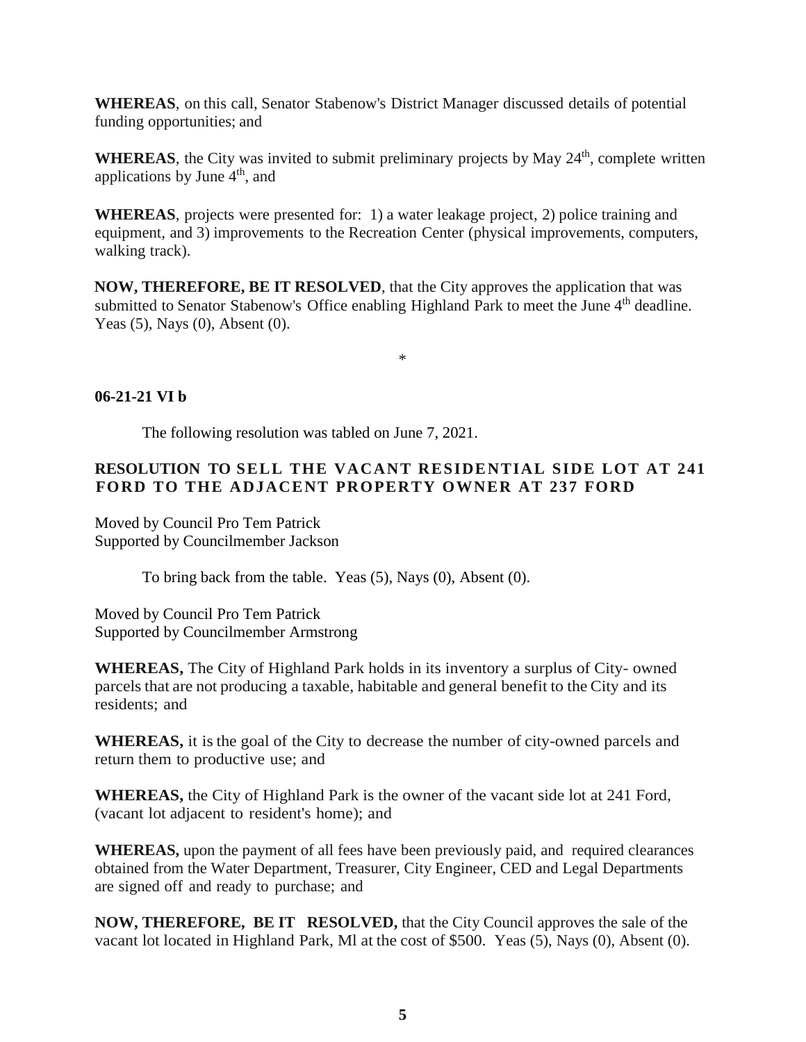**WHEREAS**, on this call, Senator Stabenow's District Manager discussed details of potential funding opportunities; and

**WHEREAS**, the City was invited to submit preliminary projects by May 24th, complete written applications by June 4th, and

**WHEREAS**, projects were presented for: 1) a water leakage project, 2) police training and equipment, and 3) improvements to the Recreation Center (physical improvements, computers, walking track).

**NOW, THEREFORE, BE IT RESOLVED**, that the City approves the application that was submitted to Senator Stabenow's Office enabling Highland Park to meet the June 4th deadline. Yeas (5), Nays (0), Absent (0).

*

**06-21-21 VI b**

The following resolution was tabled on June 7, 2021.

**RESOLUTION TO SELL THE VACANT RESIDENTIAL SIDE LOT AT 241 FORD TO THE ADJACENT PROPERTY OWNER AT 237 FORD**

Moved by Council Pro Tem Patrick
Supported by Councilmember Jackson

To bring back from the table. Yeas (5), Nays (0), Absent (0).

Moved by Council Pro Tem Patrick
Supported by Councilmember Armstrong

**WHEREAS,** The City of Highland Park holds in its inventory a surplus of City- owned parcels that are not producing a taxable, habitable and general benefit to the City and its residents; and

**WHEREAS,** it is the goal of the City to decrease the number of city-owned parcels and return them to productive use; and

**WHEREAS,** the City of Highland Park is the owner of the vacant side lot at 241 Ford, (vacant lot adjacent to resident's home); and

**WHEREAS,** upon the payment of all fees have been previously paid, and required clearances obtained from the Water Department, Treasurer, City Engineer, CED and Legal Departments are signed off and ready to purchase; and

**NOW, THEREFORE, BE IT RESOLVED,** that the City Council approves the sale of the vacant lot located in Highland Park, Ml at the cost of $500. Yeas (5), Nays (0), Absent (0).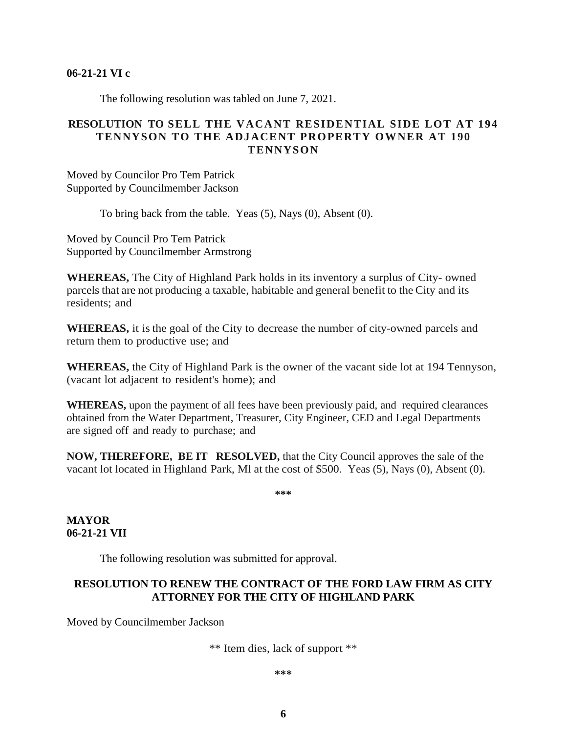**06-21-21 VI c**

The following resolution was tabled on June 7, 2021.

**RESOLUTION TO SELL THE VACANT RESIDENTIAL SIDE LOT AT 194 TENNYSON TO THE ADJACENT PROPERTY OWNER AT 190 TENNYSON**

Moved by Councilor Pro Tem Patrick
Supported by Councilmember Jackson

To bring back from the table. Yeas (5), Nays (0), Absent (0).

Moved by Council Pro Tem Patrick
Supported by Councilmember Armstrong

**WHEREAS,** The City of Highland Park holds in its inventory a surplus of City- owned parcels that are not producing a taxable, habitable and general benefit to the City and its residents; and

**WHEREAS,** it is the goal of the City to decrease the number of city-owned parcels and return them to productive use; and

**WHEREAS,** the City of Highland Park is the owner of the vacant side lot at 194 Tennyson, (vacant lot adjacent to resident's home); and

**WHEREAS,** upon the payment of all fees have been previously paid, and required clearances obtained from the Water Department, Treasurer, City Engineer, CED and Legal Departments are signed off and ready to purchase; and

**NOW, THEREFORE, BE IT RESOLVED,** that the City Council approves the sale of the vacant lot located in Highland Park, Ml at the cost of $500. Yeas (5), Nays (0), Absent (0).

\*\*\*

**MAYOR**
**06-21-21 VII**

The following resolution was submitted for approval.

**RESOLUTION TO RENEW THE CONTRACT OF THE FORD LAW FIRM AS CITY ATTORNEY FOR THE CITY OF HIGHLAND PARK**

Moved by Councilmember Jackson

** Item dies, lack of support **

\*\*\*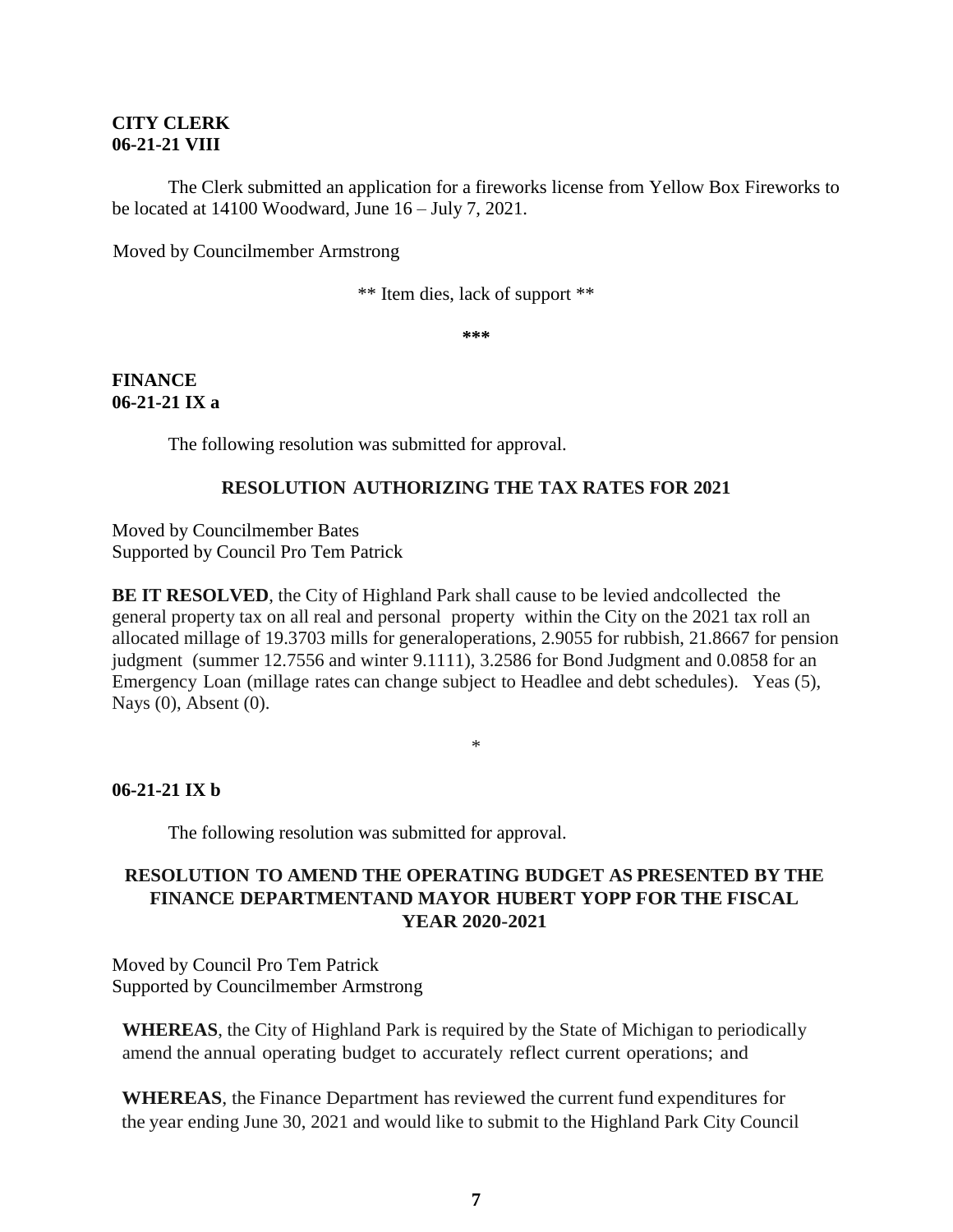**CITY CLERK**
**06-21-21 VIII**

The Clerk submitted an application for a fireworks license from Yellow Box Fireworks to be located at 14100 Woodward, June 16 – July 7, 2021.

Moved by Councilmember Armstrong

** Item dies, lack of support **

***

**FINANCE**
**06-21-21 IX a**

The following resolution was submitted for approval.

**RESOLUTION AUTHORIZING THE TAX RATES FOR 2021**

Moved by Councilmember Bates
Supported by Council Pro Tem Patrick

**BE IT RESOLVED**, the City of Highland Park shall cause to be levied andcollected the general property tax on all real and personal property within the City on the 2021 tax roll an allocated millage of 19.3703 mills for generaloperations, 2.9055 for rubbish, 21.8667 for pension judgment (summer 12.7556 and winter 9.1111), 3.2586 for Bond Judgment and 0.0858 for an Emergency Loan (millage rates can change subject to Headlee and debt schedules). Yeas (5), Nays (0), Absent (0).

*

**06-21-21 IX b**

The following resolution was submitted for approval.

**RESOLUTION TO AMEND THE OPERATING BUDGET AS PRESENTED BY THE FINANCE DEPARTMENTAND MAYOR HUBERT YOPP FOR THE FISCAL YEAR 2020-2021**

Moved by Council Pro Tem Patrick
Supported by Councilmember Armstrong

**WHEREAS**, the City of Highland Park is required by the State of Michigan to periodically amend the annual operating budget to accurately reflect current operations; and

**WHEREAS**, the Finance Department has reviewed the current fund expenditures for the year ending June 30, 2021 and would like to submit to the Highland Park City Council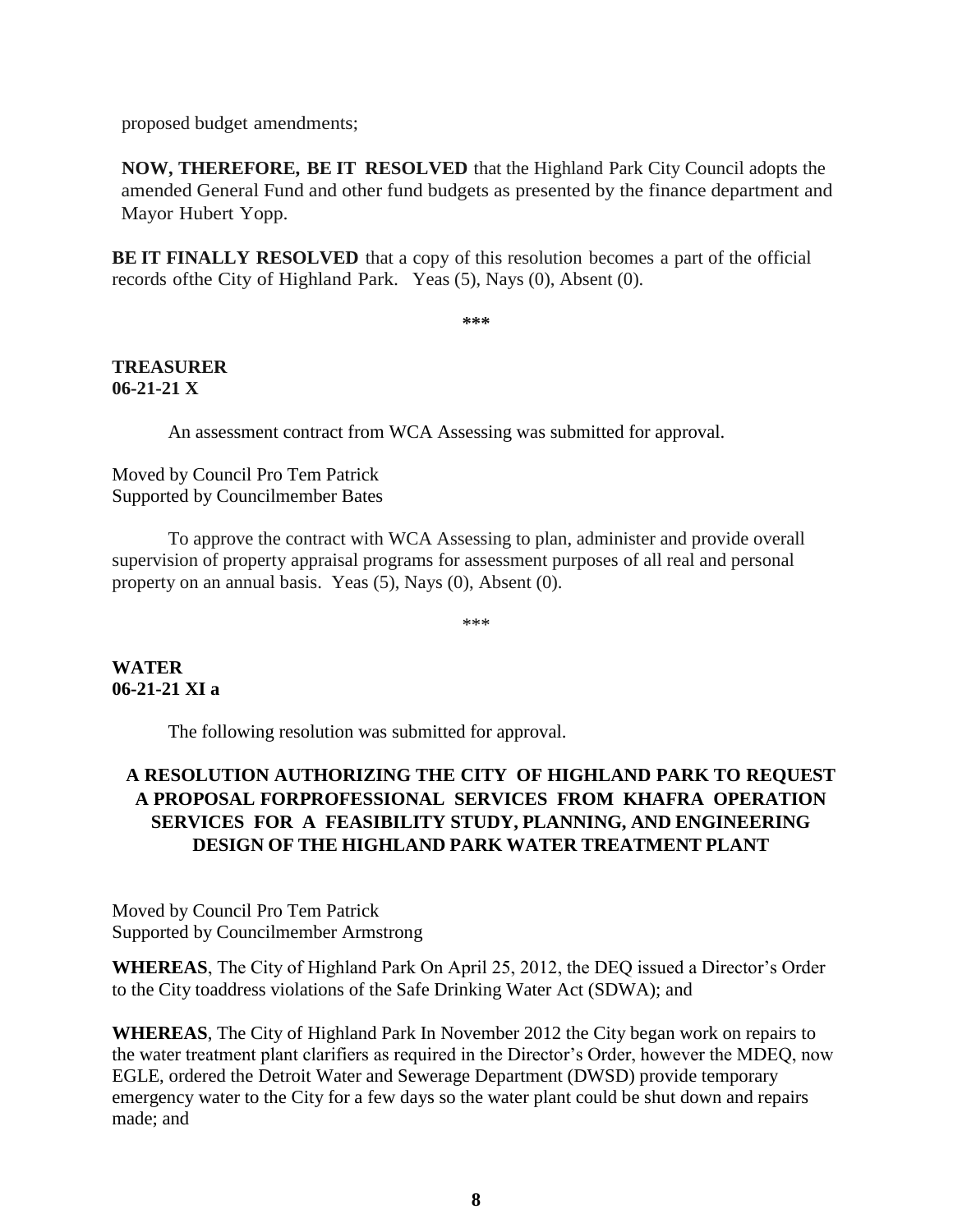proposed budget amendments;

**NOW, THEREFORE, BE IT RESOLVED** that the Highland Park City Council adopts the amended General Fund and other fund budgets as presented by the finance department and Mayor Hubert Yopp.

**BE IT FINALLY RESOLVED** that a copy of this resolution becomes a part of the official records ofthe City of Highland Park. Yeas (5), Nays (0), Absent (0).

***

**TREASURER**
**06-21-21 X**

An assessment contract from WCA Assessing was submitted for approval.

Moved by Council Pro Tem Patrick
Supported by Councilmember Bates

To approve the contract with WCA Assessing to plan, administer and provide overall supervision of property appraisal programs for assessment purposes of all real and personal property on an annual basis. Yeas (5), Nays (0), Absent (0).

***

**WATER**
**06-21-21 XI a**

The following resolution was submitted for approval.

**A RESOLUTION AUTHORIZING THE CITY OF HIGHLAND PARK TO REQUEST A PROPOSAL FORPROFESSIONAL SERVICES FROM KHAFRA OPERATION SERVICES FOR A FEASIBILITY STUDY, PLANNING, AND ENGINEERING DESIGN OF THE HIGHLAND PARK WATER TREATMENT PLANT**

Moved by Council Pro Tem Patrick
Supported by Councilmember Armstrong

**WHEREAS**, The City of Highland Park On April 25, 2012, the DEQ issued a Director's Order to the City toaddress violations of the Safe Drinking Water Act (SDWA); and

**WHEREAS**, The City of Highland Park In November 2012 the City began work on repairs to the water treatment plant clarifiers as required in the Director's Order, however the MDEQ, now EGLE, ordered the Detroit Water and Sewerage Department (DWSD) provide temporary emergency water to the City for a few days so the water plant could be shut down and repairs made; and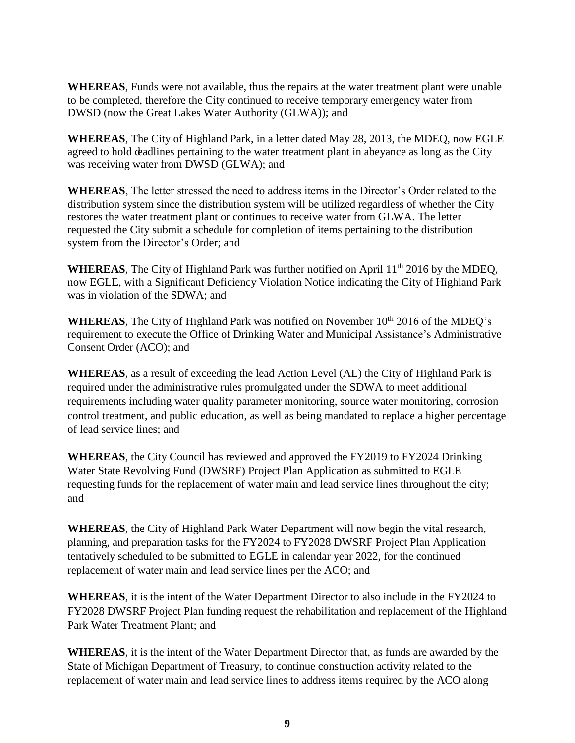**WHEREAS**, Funds were not available, thus the repairs at the water treatment plant were unable to be completed, therefore the City continued to receive temporary emergency water from DWSD (now the Great Lakes Water Authority (GLWA)); and

**WHEREAS**, The City of Highland Park, in a letter dated May 28, 2013, the MDEQ, now EGLE agreed to hold deadlines pertaining to the water treatment plant in abeyance as long as the City was receiving water from DWSD (GLWA); and

**WHEREAS**, The letter stressed the need to address items in the Director's Order related to the distribution system since the distribution system will be utilized regardless of whether the City restores the water treatment plant or continues to receive water from GLWA. The letter requested the City submit a schedule for completion of items pertaining to the distribution system from the Director's Order; and

**WHEREAS**, The City of Highland Park was further notified on April 11th 2016 by the MDEQ, now EGLE, with a Significant Deficiency Violation Notice indicating the City of Highland Park was in violation of the SDWA; and

**WHEREAS**, The City of Highland Park was notified on November 10th 2016 of the MDEQ's requirement to execute the Office of Drinking Water and Municipal Assistance's Administrative Consent Order (ACO); and

**WHEREAS**, as a result of exceeding the lead Action Level (AL) the City of Highland Park is required under the administrative rules promulgated under the SDWA to meet additional requirements including water quality parameter monitoring, source water monitoring, corrosion control treatment, and public education, as well as being mandated to replace a higher percentage of lead service lines; and

**WHEREAS**, the City Council has reviewed and approved the FY2019 to FY2024 Drinking Water State Revolving Fund (DWSRF) Project Plan Application as submitted to EGLE requesting funds for the replacement of water main and lead service lines throughout the city; and

**WHEREAS**, the City of Highland Park Water Department will now begin the vital research, planning, and preparation tasks for the FY2024 to FY2028 DWSRF Project Plan Application tentatively scheduled to be submitted to EGLE in calendar year 2022, for the continued replacement of water main and lead service lines per the ACO; and

**WHEREAS**, it is the intent of the Water Department Director to also include in the FY2024 to FY2028 DWSRF Project Plan funding request the rehabilitation and replacement of the Highland Park Water Treatment Plant; and

**WHEREAS**, it is the intent of the Water Department Director that, as funds are awarded by the State of Michigan Department of Treasury, to continue construction activity related to the replacement of water main and lead service lines to address items required by the ACO along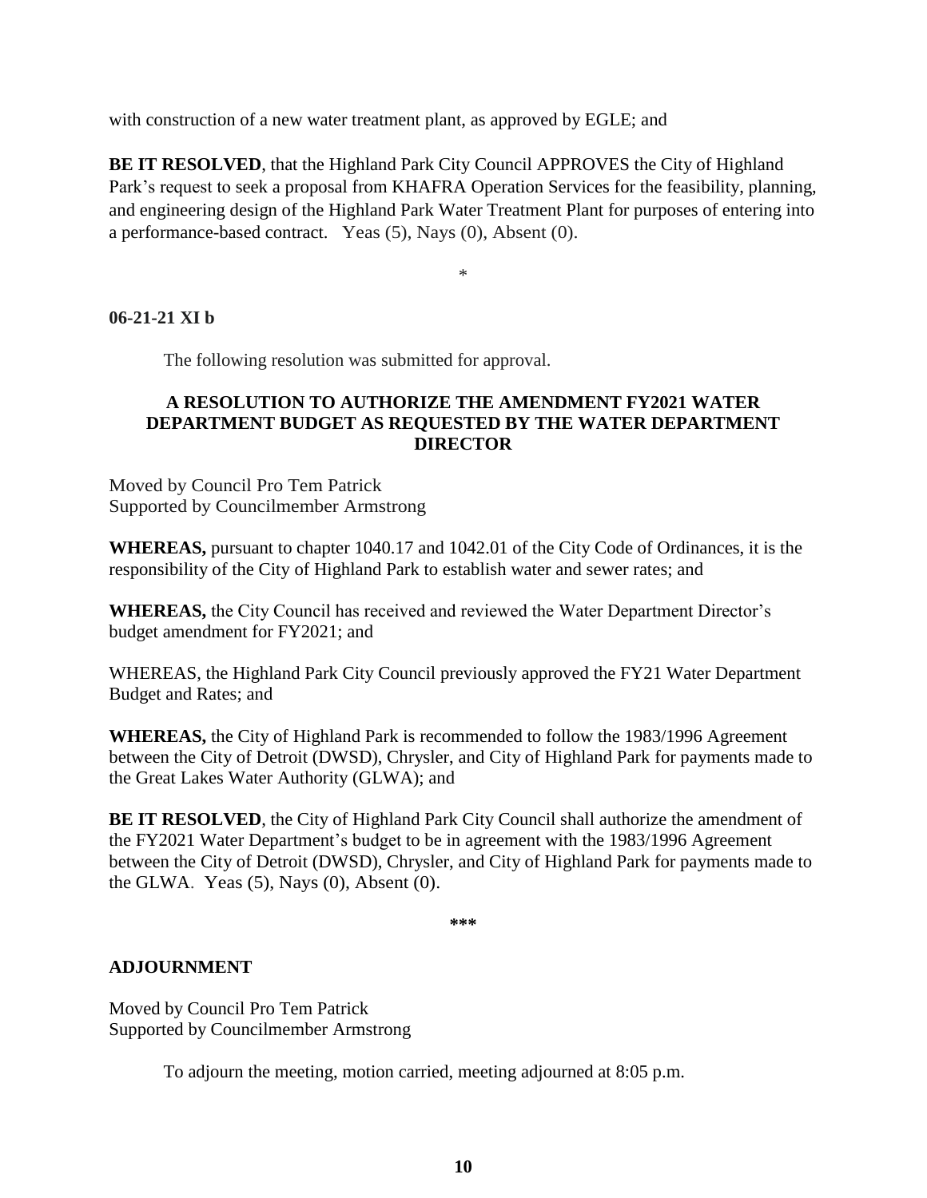with construction of a new water treatment plant, as approved by EGLE; and

**BE IT RESOLVED**, that the Highland Park City Council APPROVES the City of Highland Park's request to seek a proposal from KHAFRA Operation Services for the feasibility, planning, and engineering design of the Highland Park Water Treatment Plant for purposes of entering into a performance-based contract. Yeas (5), Nays (0), Absent (0).

*

**06-21-21 XI b**

The following resolution was submitted for approval.

**A RESOLUTION TO AUTHORIZE THE AMENDMENT FY2021 WATER DEPARTMENT BUDGET AS REQUESTED BY THE WATER DEPARTMENT DIRECTOR**

Moved by Council Pro Tem Patrick
Supported by Councilmember Armstrong

**WHEREAS,** pursuant to chapter 1040.17 and 1042.01 of the City Code of Ordinances, it is the responsibility of the City of Highland Park to establish water and sewer rates; and

**WHEREAS,** the City Council has received and reviewed the Water Department Director's budget amendment for FY2021; and

WHEREAS, the Highland Park City Council previously approved the FY21 Water Department Budget and Rates; and

**WHEREAS,** the City of Highland Park is recommended to follow the 1983/1996 Agreement between the City of Detroit (DWSD), Chrysler, and City of Highland Park for payments made to the Great Lakes Water Authority (GLWA); and

**BE IT RESOLVED**, the City of Highland Park City Council shall authorize the amendment of the FY2021 Water Department's budget to be in agreement with the 1983/1996 Agreement between the City of Detroit (DWSD), Chrysler, and City of Highland Park for payments made to the GLWA. Yeas (5), Nays (0), Absent (0).

**\*\*\***

**ADJOURNMENT**

Moved by Council Pro Tem Patrick
Supported by Councilmember Armstrong

To adjourn the meeting, motion carried, meeting adjourned at 8:05 p.m.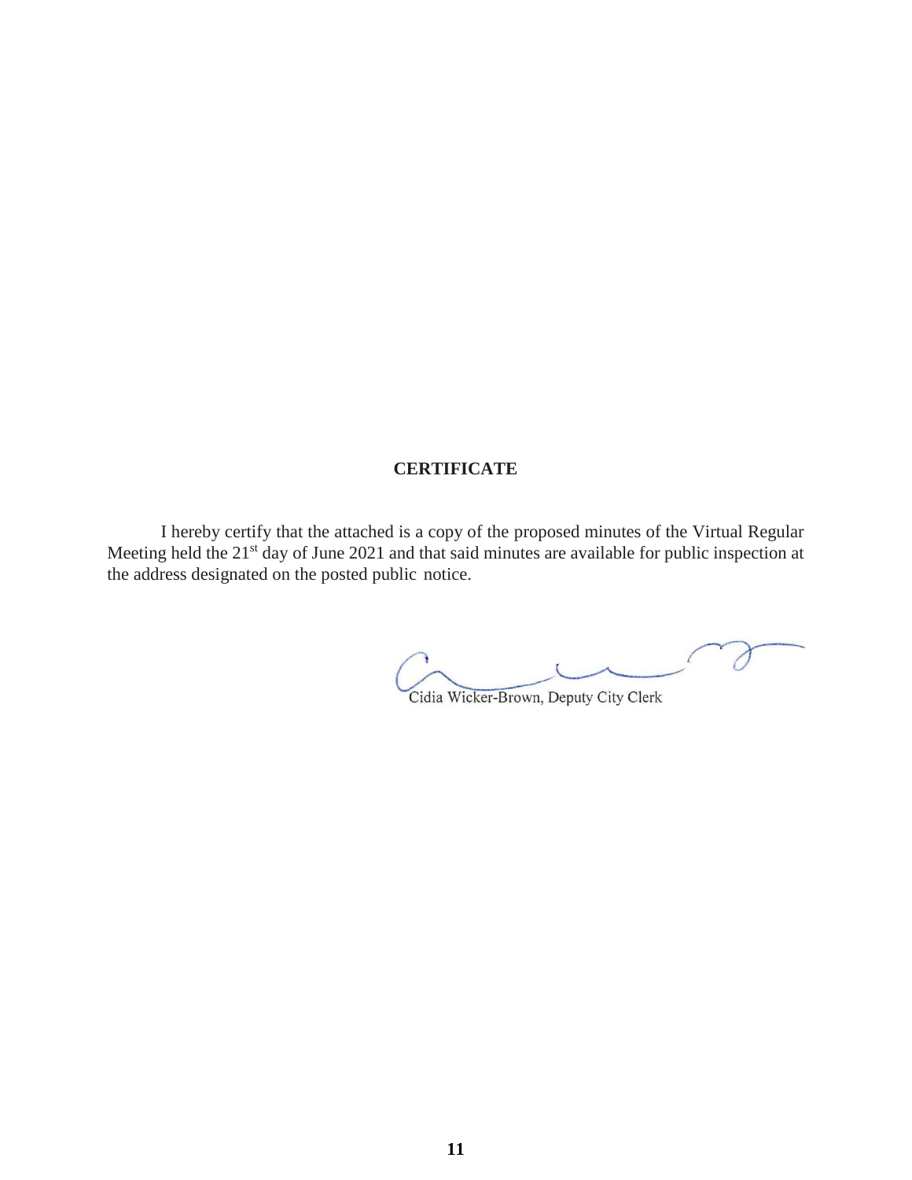**CERTIFICATE**

I hereby certify that the attached is a copy of the proposed minutes of the Virtual Regular Meeting held the 21st day of June 2021 and that said minutes are available for public inspection at the address designated on the posted public notice.

Cidia Wicker-Brown, Deputy City Clerk